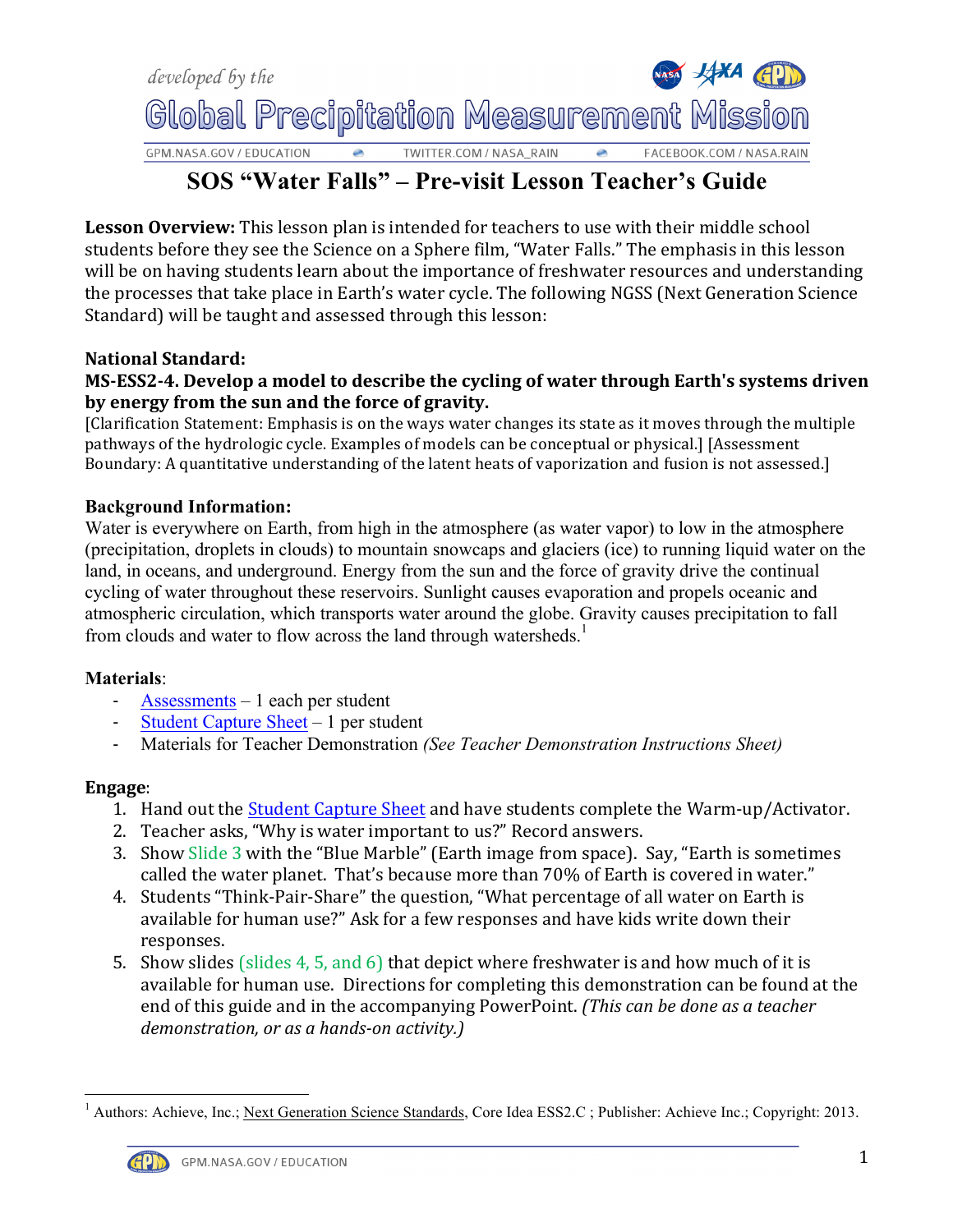# SOS "Water Falls" – Pre-visit Lesson Teacher's Guide

**Lesson Overview:** This lesson plan is intended for teachers to use with their middle school students before they see the Science on a Sphere film, "Water Falls." The emphasis in this lesson will be on having students learn about the importance of freshwater resources and understanding the processes that take place in Earth's water cycle. The following NGSS (Next Generation Science Standard) will be taught and assessed through this lesson:

**National Standard:**

**MS-ESS2-4. Develop a model to describe the cycling of water through Earth's systems driven by energy from the sun and the force of gravity.**

[Clarification Statement: Emphasis is on the ways water changes its state as it moves through the multiple pathways of the hydrologic cycle. Examples of models can be conceptual or physical.] [Assessment Boundary: A quantitative understanding of the latent heats of vaporization and fusion is not assessed.]

**Background Information:**

Water is everywhere on Earth, from high in the atmosphere (as water vapor) to low in the atmosphere (precipitation, droplets in clouds) to mountain snowcaps and glaciers (ice) to running liquid water on the land, in oceans, and underground. Energy from the sun and the force of gravity drive the continual cycling of water throughout these reservoirs. Sunlight causes evaporation and propels oceanic and atmospheric circulation, which transports water around the globe. Gravity causes precipitation to fall from clouds and water to flow across the land through watersheds.[1]

**Materials**:

- Assessments – 1 each per student
- Student Capture Sheet – 1 per student
- Materials for Teacher Demonstration *(See Teacher Demonstration Instructions Sheet)*

**Engage**:

1. Hand out the Student Capture Sheet and have students complete the Warm-up/Activator.
2. Teacher asks, "Why is water important to us?" Record answers.
3. Show Slide 3 with the "Blue Marble" (Earth image from space). Say, "Earth is sometimes called the water planet. That's because more than 70% of Earth is covered in water."
4. Students "Think-Pair-Share" the question, "What percentage of all water on Earth is available for human use?" Ask for a few responses and have kids write down their responses.
5. Show slides (slides 4, 5, and 6) that depict where freshwater is and how much of it is available for human use. Directions for completing this demonstration can be found at the end of this guide and in the accompanying PowerPoint. *(This can be done as a teacher demonstration, or as a hands-on activity.)*

---

[1] Authors: Achieve, Inc.; Next Generation Science Standards, Core Idea ESS2.C ; Publisher: Achieve Inc.; Copyright: 2013.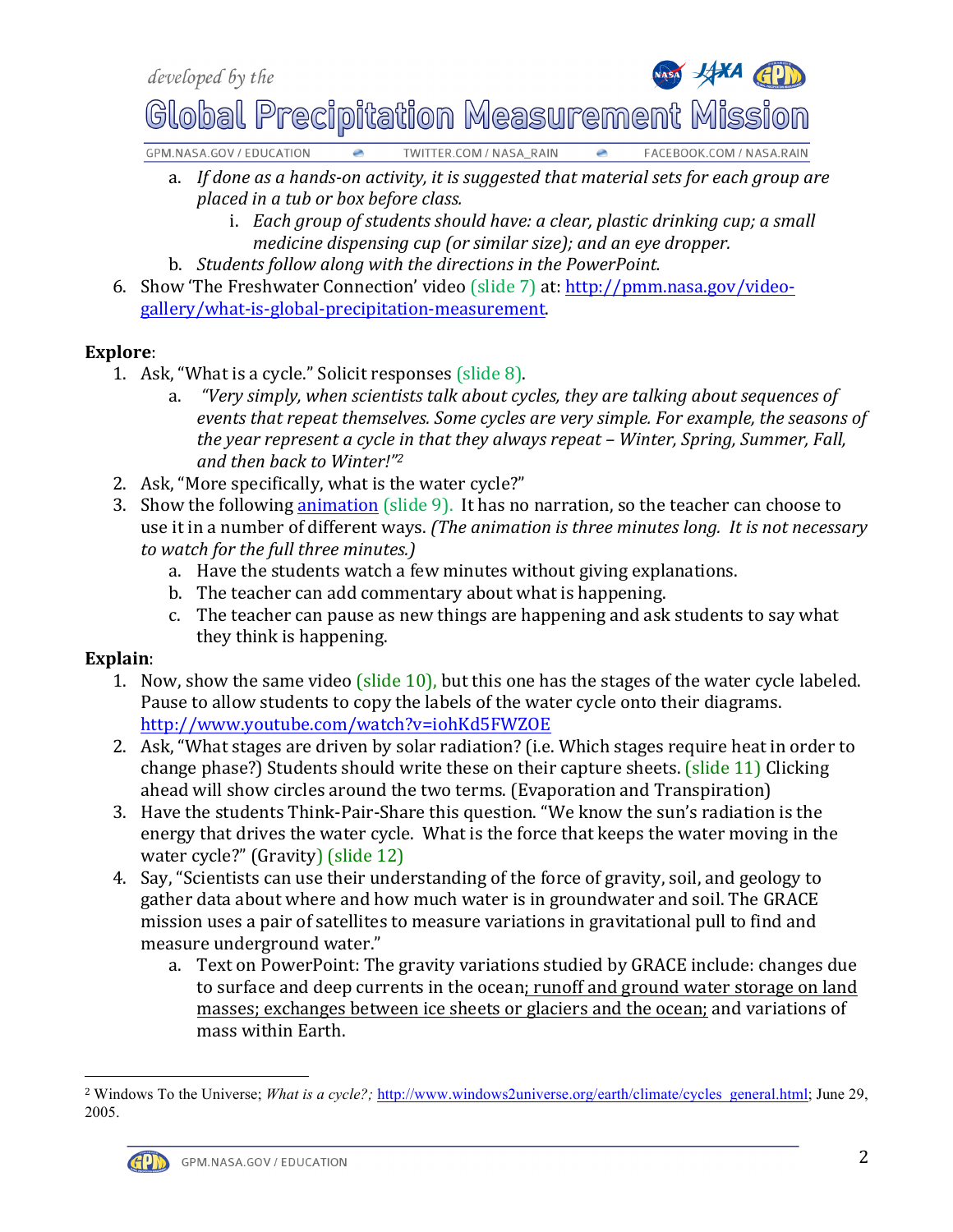a. *If done as a hands-on activity, it is suggested that material sets for each group are placed in a tub or box before class.*
      i. *Each group of students should have: a clear, plastic drinking cup; a small medicine dispensing cup (or similar size); and an eye dropper.*
   b. *Students follow along with the directions in the PowerPoint.*
6. Show 'The Freshwater Connection' video (slide 7) at: http://pmm.nasa.gov/video-gallery/what-is-global-precipitation-measurement.

**Explore**:

1. Ask, "What is a cycle." Solicit responses (slide 8).
   a. *"Very simply, when scientists talk about cycles, they are talking about sequences of events that repeat themselves. Some cycles are very simple. For example, the seasons of the year represent a cycle in that they always repeat – Winter, Spring, Summer, Fall, and then back to Winter!"*[2]
2. Ask, "More specifically, what is the water cycle?"
3. Show the following animation (slide 9). It has no narration, so the teacher can choose to use it in a number of different ways. *(The animation is three minutes long. It is not necessary to watch for the full three minutes.)*
   a. Have the students watch a few minutes without giving explanations.
   b. The teacher can add commentary about what is happening.
   c. The teacher can pause as new things are happening and ask students to say what they think is happening.

**Explain**:

1. Now, show the same video (slide 10), but this one has the stages of the water cycle labeled. Pause to allow students to copy the labels of the water cycle onto their diagrams. http://www.youtube.com/watch?v=iohKd5FWZOE
2. Ask, "What stages are driven by solar radiation? (i.e. Which stages require heat in order to change phase?) Students should write these on their capture sheets. (slide 11) Clicking ahead will show circles around the two terms. (Evaporation and Transpiration)
3. Have the students Think-Pair-Share this question. "We know the sun's radiation is the energy that drives the water cycle. What is the force that keeps the water moving in the water cycle?" (Gravity) (slide 12)
4. Say, "Scientists can use their understanding of the force of gravity, soil, and geology to gather data about where and how much water is in groundwater and soil. The GRACE mission uses a pair of satellites to measure variations in gravitational pull to find and measure underground water."
   a. Text on PowerPoint: The gravity variations studied by GRACE include: changes due to surface and deep currents in the ocean; runoff and ground water storage on land masses; exchanges between ice sheets or glaciers and the ocean; and variations of mass within Earth.

---

[2] Windows To the Universe; *What is a cycle?;* http://www.windows2universe.org/earth/climate/cycles_general.html; June 29, 2005.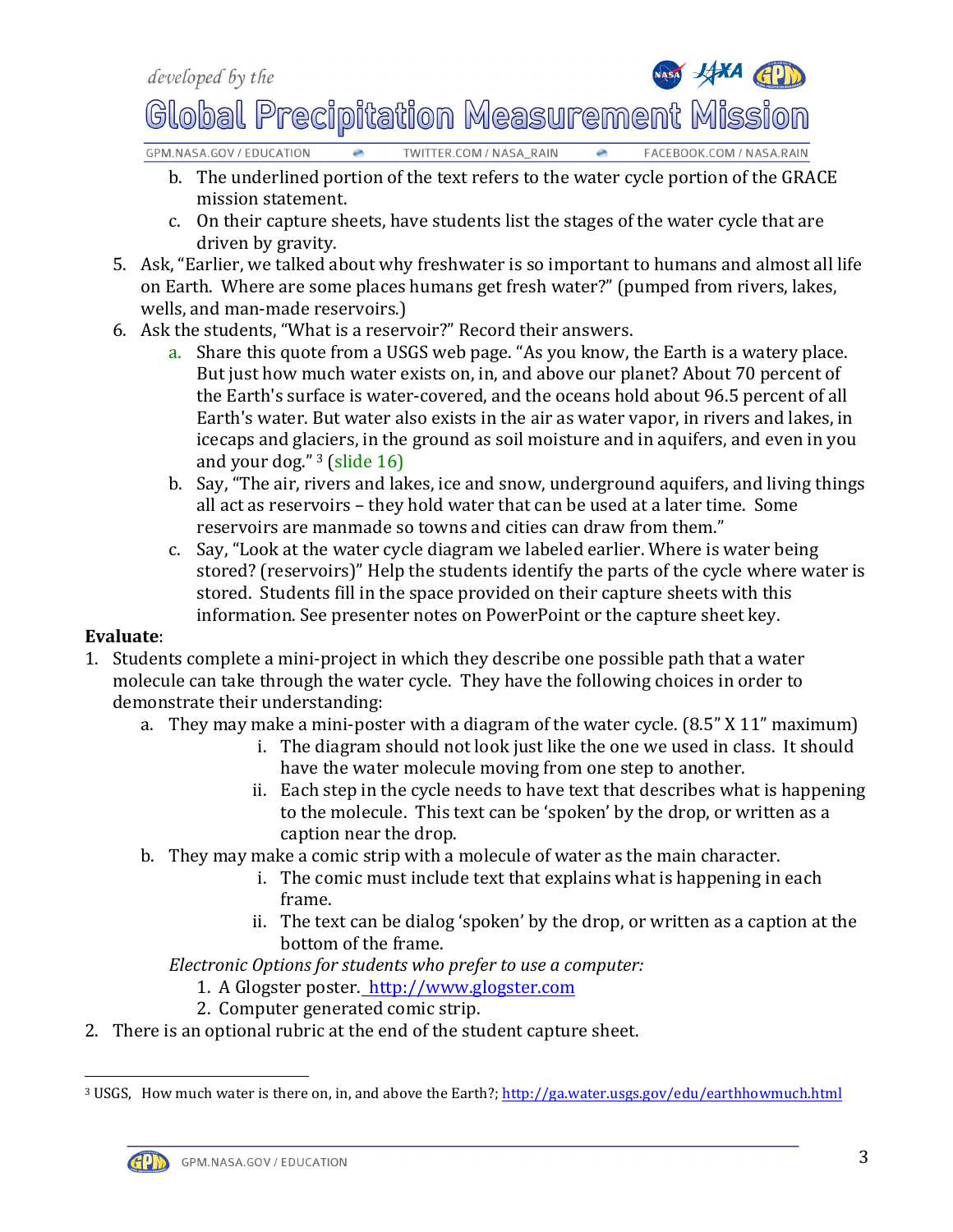b. The underlined portion of the text refers to the water cycle portion of the GRACE mission statement.
   c. On their capture sheets, have students list the stages of the water cycle that are driven by gravity.
5. Ask, "Earlier, we talked about why freshwater is so important to humans and almost all life on Earth. Where are some places humans get fresh water?" (pumped from rivers, lakes, wells, and man-made reservoirs.)
6. Ask the students, "What is a reservoir?" Record their answers.
   a. Share this quote from a USGS web page. "As you know, the Earth is a watery place. But just how much water exists on, in, and above our planet? About 70 percent of the Earth's surface is water-covered, and the oceans hold about 96.5 percent of all Earth's water. But water also exists in the air as water vapor, in rivers and lakes, in icecaps and glaciers, in the ground as soil moisture and in aquifers, and even in you and your dog." [3] (slide 16)
   b. Say, "The air, rivers and lakes, ice and snow, underground aquifers, and living things all act as reservoirs – they hold water that can be used at a later time. Some reservoirs are manmade so towns and cities can draw from them."
   c. Say, "Look at the water cycle diagram we labeled earlier. Where is water being stored? (reservoirs)" Help the students identify the parts of the cycle where water is stored. Students fill in the space provided on their capture sheets with this information. See presenter notes on PowerPoint or the capture sheet key.

**Evaluate**:

1. Students complete a mini-project in which they describe one possible path that a water molecule can take through the water cycle. They have the following choices in order to demonstrate their understanding:
   a. They may make a mini-poster with a diagram of the water cycle. (8.5" X 11" maximum)
      i. The diagram should not look just like the one we used in class. It should have the water molecule moving from one step to another.
      ii. Each step in the cycle needs to have text that describes what is happening to the molecule. This text can be 'spoken' by the drop, or written as a caption near the drop.
   b. They may make a comic strip with a molecule of water as the main character.
      i. The comic must include text that explains what is happening in each frame.
      ii. The text can be dialog 'spoken' by the drop, or written as a caption at the bottom of the frame.

   *Electronic Options for students who prefer to use a computer:*
      1. A Glogster poster. http://www.glogster.com
      2. Computer generated comic strip.
2. There is an optional rubric at the end of the student capture sheet.

---

[3] USGS, How much water is there on, in, and above the Earth?; http://ga.water.usgs.gov/edu/earthhowmuch.html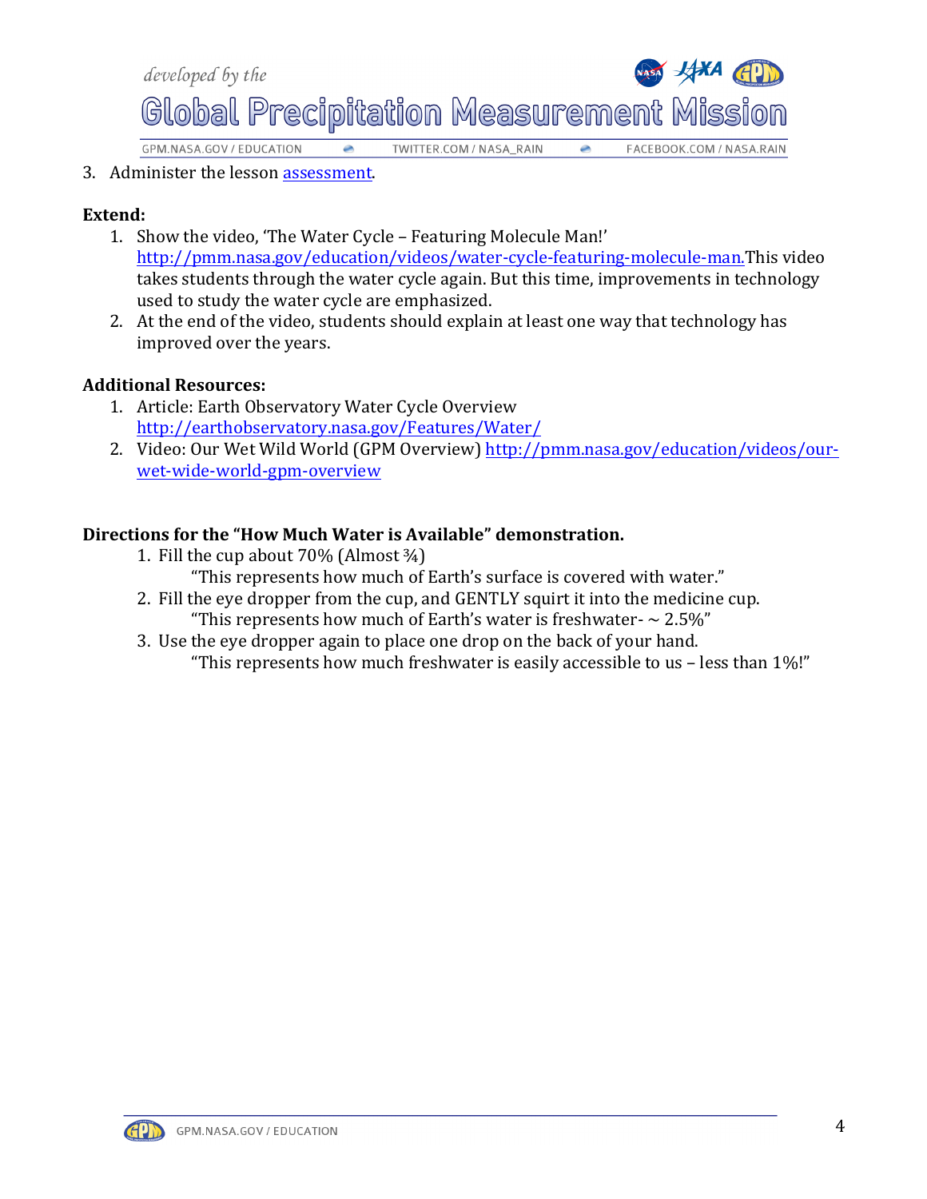3. Administer the lesson assessment.

**Extend:**

1. Show the video, 'The Water Cycle – Featuring Molecule Man!' http://pmm.nasa.gov/education/videos/water-cycle-featuring-molecule-man.This video takes students through the water cycle again. But this time, improvements in technology used to study the water cycle are emphasized.
2. At the end of the video, students should explain at least one way that technology has improved over the years.

**Additional Resources:**

1. Article: Earth Observatory Water Cycle Overview http://earthobservatory.nasa.gov/Features/Water/
2. Video: Our Wet Wild World (GPM Overview) http://pmm.nasa.gov/education/videos/our-wet-wide-world-gpm-overview

**Directions for the "How Much Water is Available" demonstration.**

1. Fill the cup about 70% (Almost ¾)
   "This represents how much of Earth's surface is covered with water."
2. Fill the eye dropper from the cup, and GENTLY squirt it into the medicine cup.
   "This represents how much of Earth's water is freshwater- ~ 2.5%"
3. Use the eye dropper again to place one drop on the back of your hand.
   "This represents how much freshwater is easily accessible to us – less than 1%!"